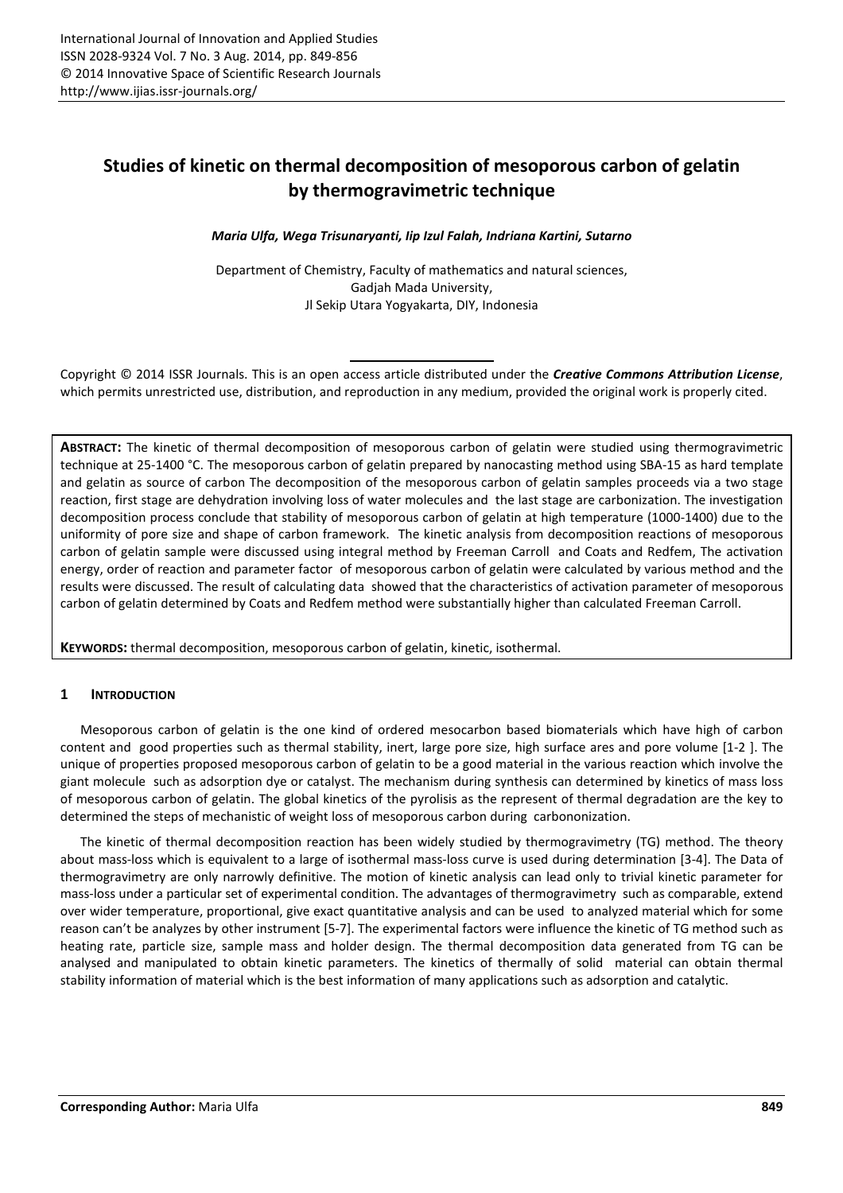# Studies of kinetic on thermal decomposition of mesoporous carbon of gelatin by thermogravimetric technique

***Maria Ulfa, Wega Trisunaryanti, Iip Izul Falah, Indriana Kartini, Sutarno***

Department of Chemistry, Faculty of mathematics and natural sciences,
Gadjah Mada University,
Jl Sekip Utara Yogyakarta, DIY, Indonesia

Copyright © 2014 ISSR Journals. This is an open access article distributed under the ***Creative Commons Attribution License***, which permits unrestricted use, distribution, and reproduction in any medium, provided the original work is properly cited.

**ABSTRACT:** The kinetic of thermal decomposition of mesoporous carbon of gelatin were studied using thermogravimetric technique at 25-1400 °C. The mesoporous carbon of gelatin prepared by nanocasting method using SBA-15 as hard template and gelatin as source of carbon The decomposition of the mesoporous carbon of gelatin samples proceeds via a two stage reaction, first stage are dehydration involving loss of water molecules and the last stage are carbonization. The investigation decomposition process conclude that stability of mesoporous carbon of gelatin at high temperature (1000-1400) due to the uniformity of pore size and shape of carbon framework. The kinetic analysis from decomposition reactions of mesoporous carbon of gelatin sample were discussed using integral method by Freeman Carroll and Coats and Redfem, The activation energy, order of reaction and parameter factor of mesoporous carbon of gelatin were calculated by various method and the results were discussed. The result of calculating data showed that the characteristics of activation parameter of mesoporous carbon of gelatin determined by Coats and Redfem method were substantially higher than calculated Freeman Carroll.

**KEYWORDS:** thermal decomposition, mesoporous carbon of gelatin, kinetic, isothermal.

## 1 INTRODUCTION

Mesoporous carbon of gelatin is the one kind of ordered mesocarbon based biomaterials which have high of carbon content and good properties such as thermal stability, inert, large pore size, high surface ares and pore volume [1-2 ]. The unique of properties proposed mesoporous carbon of gelatin to be a good material in the various reaction which involve the giant molecule such as adsorption dye or catalyst. The mechanism during synthesis can determined by kinetics of mass loss of mesoporous carbon of gelatin. The global kinetics of the pyrolisis as the represent of thermal degradation are the key to determined the steps of mechanistic of weight loss of mesoporous carbon during carbononization.

The kinetic of thermal decomposition reaction has been widely studied by thermogravimetry (TG) method. The theory about mass-loss which is equivalent to a large of isothermal mass-loss curve is used during determination [3-4]. The Data of thermogravimetry are only narrowly definitive. The motion of kinetic analysis can lead only to trivial kinetic parameter for mass-loss under a particular set of experimental condition. The advantages of thermogravimetry such as comparable, extend over wider temperature, proportional, give exact quantitative analysis and can be used to analyzed material which for some reason can't be analyzes by other instrument [5-7]. The experimental factors were influence the kinetic of TG method such as heating rate, particle size, sample mass and holder design. The thermal decomposition data generated from TG can be analysed and manipulated to obtain kinetic parameters. The kinetics of thermally of solid material can obtain thermal stability information of material which is the best information of many applications such as adsorption and catalytic.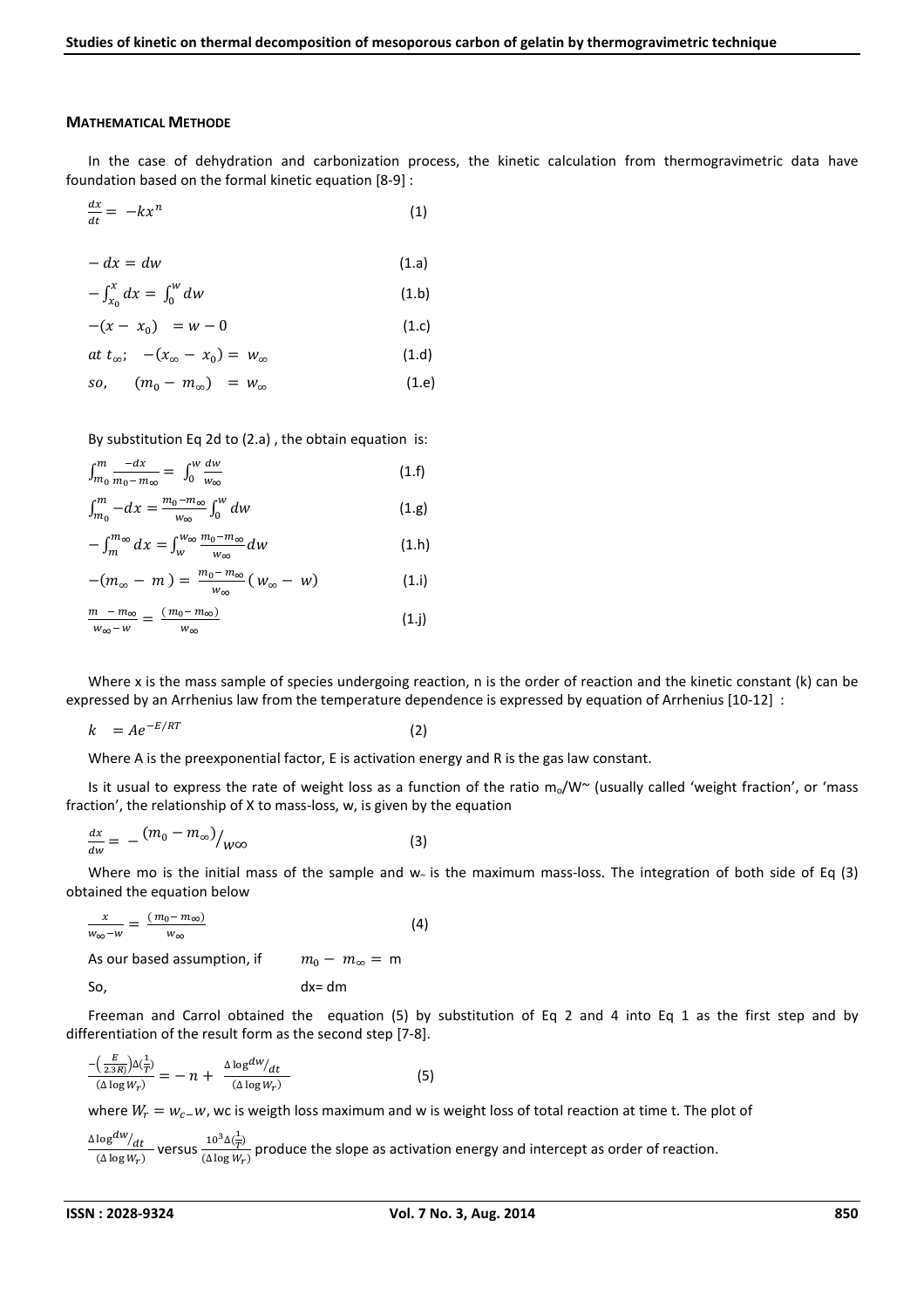#### MATHEMATICAL METHODE

In the case of dehydration and carbonization process, the kinetic calculation from thermogravimetric data have foundation based on the formal kinetic equation [8-9] :

$$\frac{dx}{dt} = -kx^n \quad (1)$$

$$-dx = dw \quad (1.a)$$

$$-\int_{x_0}^{x} dx = \int_0^w dw \quad (1.b)$$

$$-(x - x_0) = w - 0 \quad (1.c)$$

$$at\ t_\infty;\quad -(x_\infty - x_0) = w_\infty \quad (1.d)$$

$$so,\quad (m_0 - m_\infty) = w_\infty \quad (1.e)$$

By substitution Eq 2d to (2.a) , the obtain equation is:

$$\int_{m_0}^{m} \frac{-dx}{m_0 - m_\infty} = \int_0^w \frac{dw}{w_\infty} \quad (1.f)$$

$$\int_{m_0}^{m} -dx = \frac{m_0 - m_\infty}{w_\infty} \int_0^w dw \quad (1.g)$$

$$-\int_{m}^{m_\infty} dx = \int_{w}^{w_\infty} \frac{m_0 - m_\infty}{w_\infty} dw \quad (1.h)$$

$$-(m_\infty - m) = \frac{m_0 - m_\infty}{w_\infty}(w_\infty - w) \quad (1.i)$$

$$\frac{m - m_\infty}{w_\infty - w} = \frac{(m_0 - m_\infty)}{w_\infty} \quad (1.j)$$

Where x is the mass sample of species undergoing reaction, n is the order of reaction and the kinetic constant (k) can be expressed by an Arrhenius law from the temperature dependence is expressed by equation of Arrhenius [10-12] :

$$k = Ae^{-E/RT} \quad (2)$$

Where A is the preexponential factor, E is activation energy and R is the gas law constant.

Is it usual to express the rate of weight loss as a function of the ratio $m_o/W_\sim$ (usually called 'weight fraction', or 'mass fraction', the relationship of X to mass-loss, w, is given by the equation

$$\frac{dx}{dw} = -\frac{(m_0 - m_\infty)}{w\infty} \quad (3)$$

Where mo is the initial mass of the sample and $w_\sim$ is the maximum mass-loss. The integration of both side of Eq (3) obtained the equation below

$$\frac{x}{w_\infty - w} = \frac{(m_0 - m_\infty)}{w_\infty} \quad (4)$$

As our based assumption, if $m_0 - m_\infty = \text{m}$

So, dx= dm

Freeman and Carrol obtained the equation (5) by substitution of Eq 2 and 4 into Eq 1 as the first step and by differentiation of the result form as the second step [7-8].

$$\frac{-\left(\frac{E}{2.3\,R}\right)\Delta\left(\frac{1}{T}\right)}{(\Delta \log W_r)} = -n + \frac{\Delta \log {}^{dw}/_{dt}}{(\Delta \log W_r)} \quad (5)$$

where $W_r = w_c - w$, wc is weigth loss maximum and w is weight loss of total reaction at time t. The plot of $\frac{\Delta \log {}^{dw}/_{dt}}{(\Delta \log W_r)}$ versus $\frac{10^3 \Delta\left(\frac{1}{T}\right)}{(\Delta \log W_r)}$ produce the slope as activation energy and intercept as order of reaction.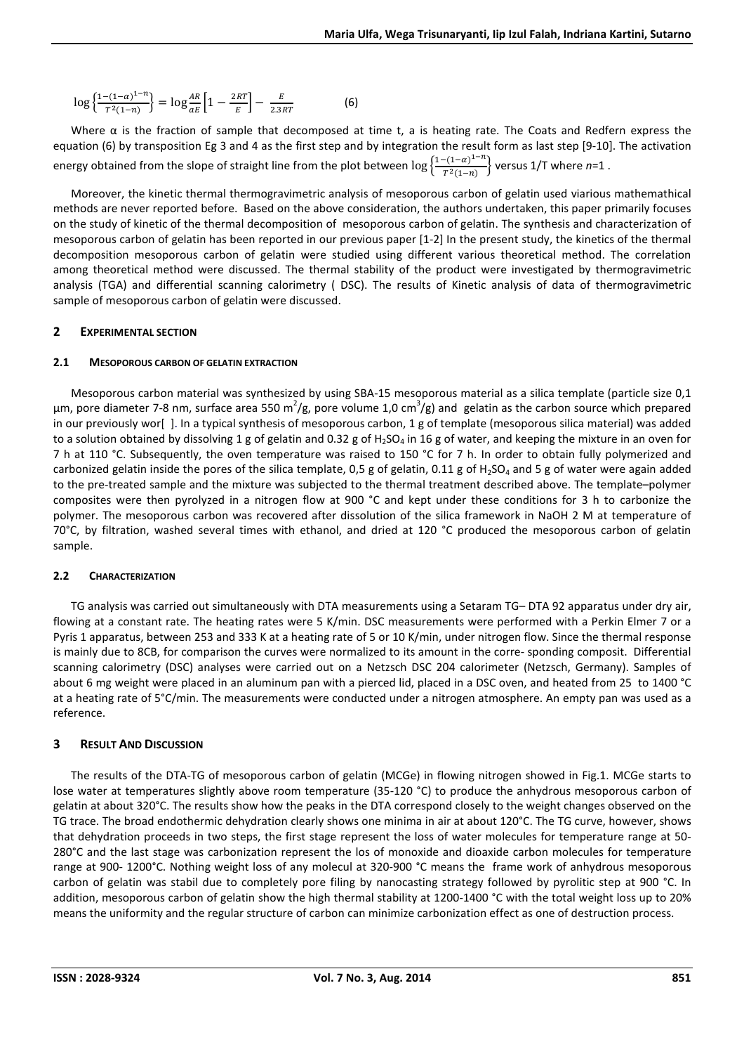$$\log\left\{\frac{1-(1-\alpha)^{1-n}}{T^2(1-n)}\right\} = \log\frac{AR}{aE}\left[1-\frac{2RT}{E}\right] - \frac{E}{2.3RT} \qquad (6)$$

Where α is the fraction of sample that decomposed at time t, a is heating rate. The Coats and Redfern express the equation (6) by transposition Eg 3 and 4 as the first step and by integration the result form as last step [9-10]. The activation energy obtained from the slope of straight line from the plot between $\log\left\{\frac{1-(1-\alpha)^{1-n}}{T^2(1-n)}\right\}$ versus 1/T where *n*=1 .

Moreover, the kinetic thermal thermogravimetric analysis of mesoporous carbon of gelatin used viarious mathemathical methods are never reported before. Based on the above consideration, the authors undertaken, this paper primarily focuses on the study of kinetic of the thermal decomposition of mesoporous carbon of gelatin. The synthesis and characterization of mesoporous carbon of gelatin has been reported in our previous paper [1-2] In the present study, the kinetics of the thermal decomposition mesoporous carbon of gelatin were studied using different various theoretical method. The correlation among theoretical method were discussed. The thermal stability of the product were investigated by thermogravimetric analysis (TGA) and differential scanning calorimetry ( DSC). The results of Kinetic analysis of data of thermogravimetric sample of mesoporous carbon of gelatin were discussed.

## 2 EXPERIMENTAL SECTION

### 2.1 MESOPOROUS CARBON OF GELATIN EXTRACTION

Mesoporous carbon material was synthesized by using SBA-15 mesoporous material as a silica template (particle size 0,1 µm, pore diameter 7-8 nm, surface area 550 $m^2/g$, pore volume 1,0 $cm^3/g$) and gelatin as the carbon source which prepared in our previously wor[ ]. In a typical synthesis of mesoporous carbon, 1 g of template (mesoporous silica material) was added to a solution obtained by dissolving 1 g of gelatin and 0.32 g of $H_2SO_4$ in 16 g of water, and keeping the mixture in an oven for 7 h at 110 °C. Subsequently, the oven temperature was raised to 150 °C for 7 h. In order to obtain fully polymerized and carbonized gelatin inside the pores of the silica template, 0,5 g of gelatin, 0.11 g of $H_2SO_4$ and 5 g of water were again added to the pre-treated sample and the mixture was subjected to the thermal treatment described above. The template–polymer composites were then pyrolyzed in a nitrogen flow at 900 °C and kept under these conditions for 3 h to carbonize the polymer. The mesoporous carbon was recovered after dissolution of the silica framework in NaOH 2 M at temperature of 70°C, by filtration, washed several times with ethanol, and dried at 120 °C produced the mesoporous carbon of gelatin sample.

### 2.2 CHARACTERIZATION

TG analysis was carried out simultaneously with DTA measurements using a Setaram TG– DTA 92 apparatus under dry air, flowing at a constant rate. The heating rates were 5 K/min. DSC measurements were performed with a Perkin Elmer 7 or a Pyris 1 apparatus, between 253 and 333 K at a heating rate of 5 or 10 K/min, under nitrogen flow. Since the thermal response is mainly due to 8CB, for comparison the curves were normalized to its amount in the corre- sponding composit. Differential scanning calorimetry (DSC) analyses were carried out on a Netzsch DSC 204 calorimeter (Netzsch, Germany). Samples of about 6 mg weight were placed in an aluminum pan with a pierced lid, placed in a DSC oven, and heated from 25 to 1400 °C at a heating rate of 5°C/min. The measurements were conducted under a nitrogen atmosphere. An empty pan was used as a reference.

## 3 RESULT AND DISCUSSION

The results of the DTA-TG of mesoporous carbon of gelatin (MCGe) in flowing nitrogen showed in Fig.1. MCGe starts to lose water at temperatures slightly above room temperature (35-120 °C) to produce the anhydrous mesoporous carbon of gelatin at about 320°C. The results show how the peaks in the DTA correspond closely to the weight changes observed on the TG trace. The broad endothermic dehydration clearly shows one minima in air at about 120°C. The TG curve, however, shows that dehydration proceeds in two steps, the first stage represent the loss of water molecules for temperature range at 50-280°C and the last stage was carbonization represent the los of monoxide and dioxide carbon molecules for temperature range at 900- 1200°C. Nothing weight loss of any molecul at 320-900 °C means the frame work of anhydrous mesoporous carbon of gelatin was stabil due to completely pore filing by nanocasting strategy followed by pyrolitic step at 900 °C. In addition, mesoporous carbon of gelatin show the high thermal stability at 1200-1400 °C with the total weight loss up to 20% means the uniformity and the regular structure of carbon can minimize carbonization effect as one of destruction process.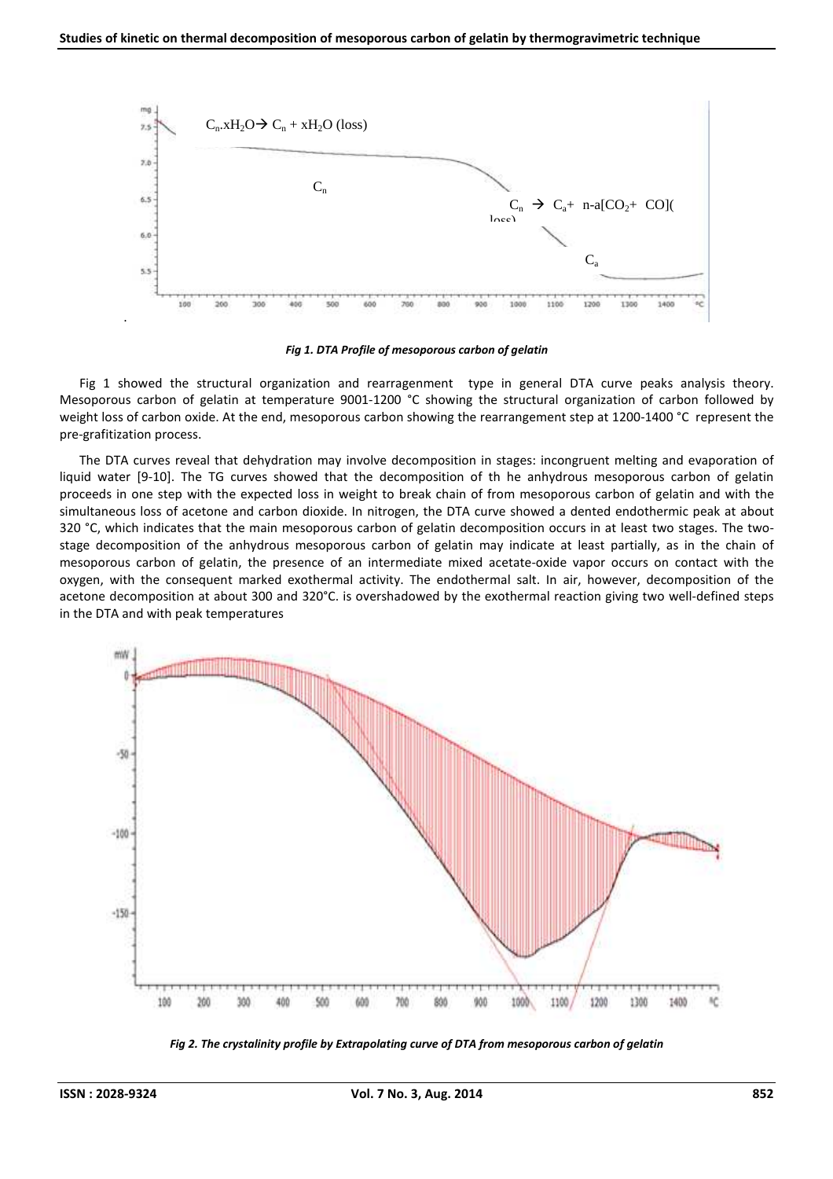*Fig 1. DTA Profile of mesoporous carbon of gelatin*

Fig 1 showed the structural organization and rearragenment type in general DTA curve peaks analysis theory. Mesoporous carbon of gelatin at temperature 9001-1200 °C showing the structural organization of carbon followed by weight loss of carbon oxide. At the end, mesoporous carbon showing the rearrangement step at 1200-1400 °C represent the pre-grafitization process.

The DTA curves reveal that dehydration may involve decomposition in stages: incongruent melting and evaporation of liquid water [9-10]. The TG curves showed that the decomposition of th he anhydrous mesoporous carbon of gelatin proceeds in one step with the expected loss in weight to break chain of from mesoporous carbon of gelatin and with the simultaneous loss of acetone and carbon dioxide. In nitrogen, the DTA curve showed a dented endothermic peak at about 320 °C, which indicates that the main mesoporous carbon of gelatin decomposition occurs in at least two stages. The two-stage decomposition of the anhydrous mesoporous carbon of gelatin may indicate at least partially, as in the chain of mesoporous carbon of gelatin, the presence of an intermediate mixed acetate-oxide vapor occurs on contact with the oxygen, with the consequent marked exothermal activity. The endothermal salt. In air, however, decomposition of the acetone decomposition at about 300 and 320°C. is overshadowed by the exothermal reaction giving two well-defined steps in the DTA and with peak temperatures

*Fig 2. The crystalinity profile by Extrapolating curve of DTA from mesoporous carbon of gelatin*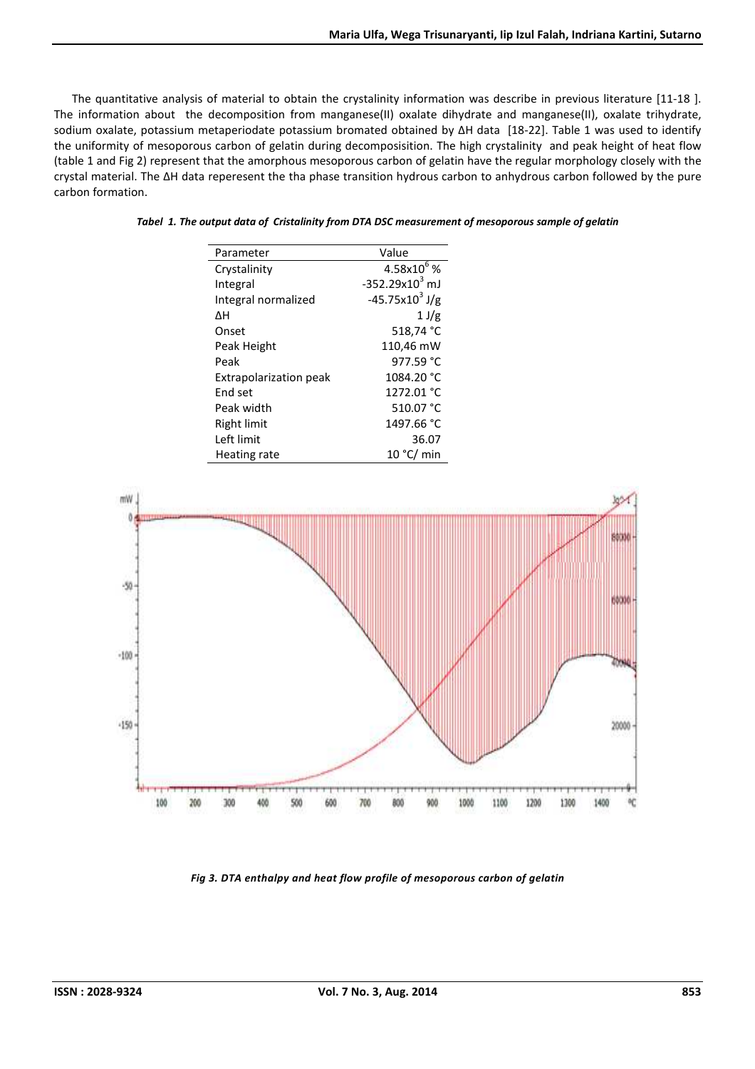The quantitative analysis of material to obtain the crystalinity information was describe in previous literature [11-18 ]. The information about the decomposition from manganese(II) oxalate dihydrate and manganese(II), oxalate trihydrate, sodium oxalate, potassium metaperiodate potassium bromated obtained by ΔH data [18-22]. Table 1 was used to identify the uniformity of mesoporous carbon of gelatin during decomposisition. The high crystalinity and peak height of heat flow (table 1 and Fig 2) represent that the amorphous mesoporous carbon of gelatin have the regular morphology closely with the crystal material. The ΔH data reperesent the tha phase transition hydrous carbon to anhydrous carbon followed by the pure carbon formation.

*Tabel 1. The output data of Cristalinity from DTA DSC measurement of mesoporous sample of gelatin*

| Parameter | Value |
|---|---|
| Crystalinity | $4.58 \times 10^{6}$ % |
| Integral | $-352.29 \times 10^{3}$ mJ |
| Integral normalized | $-45.75 \times 10^{3}$ J/g |
| ΔH | 1 J/g |
| Onset | 518,74 °C |
| Peak Height | 110,46 mW |
| Peak | 977.59 °C |
| Extrapolarization peak | 1084.20 °C |
| End set | 1272.01 °C |
| Peak width | 510.07 °C |
| Right limit | 1497.66 °C |
| Left limit | 36.07 |
| Heating rate | 10 °C/ min |

*Fig 3. DTA enthalpy and heat flow profile of mesoporous carbon of gelatin*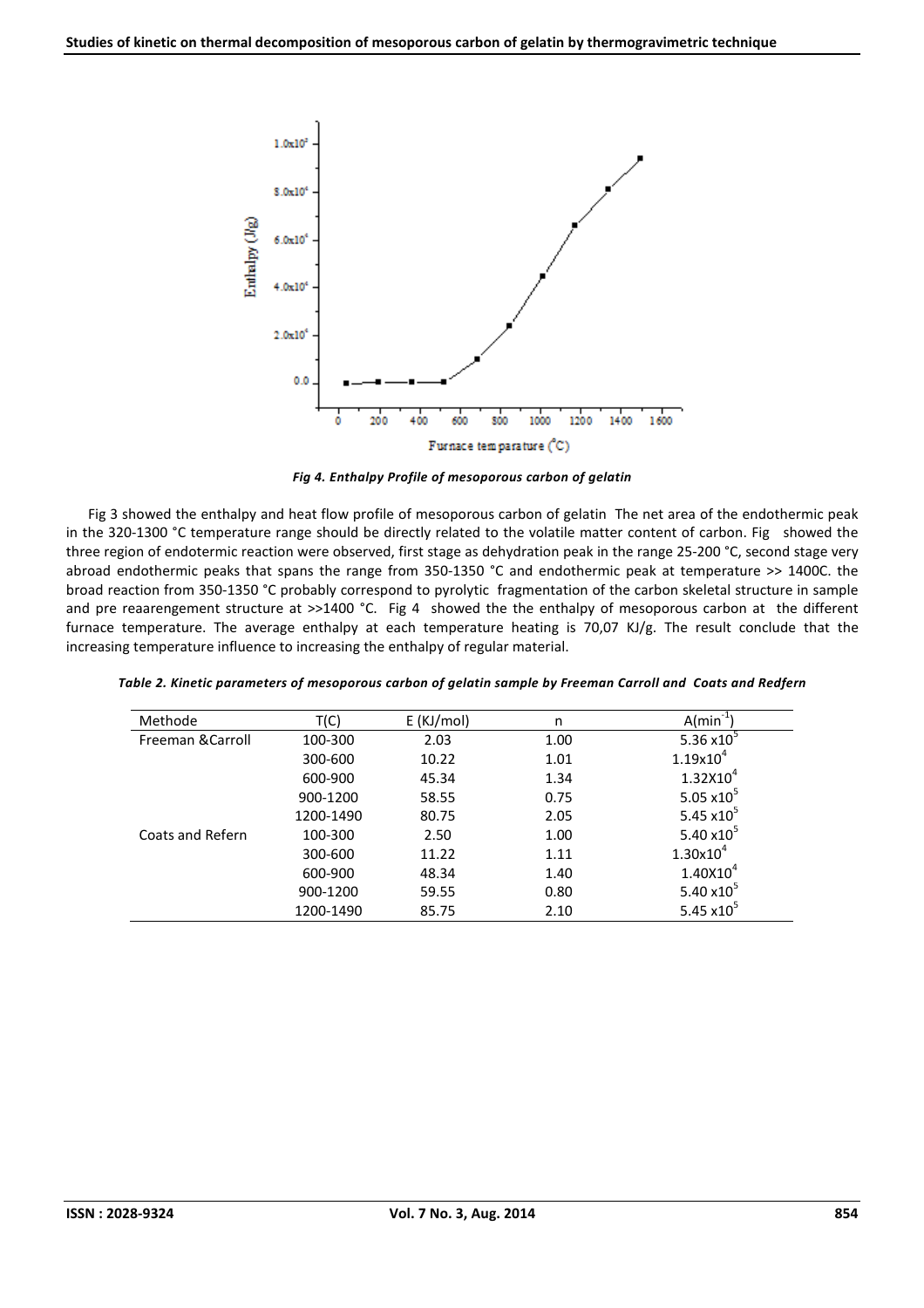*Fig 4. Enthalpy Profile of mesoporous carbon of gelatin*

Fig 3 showed the enthalpy and heat flow profile of mesoporous carbon of gelatin The net area of the endothermic peak in the 320-1300 °C temperature range should be directly related to the volatile matter content of carbon. Fig showed the three region of endotermic reaction were observed, first stage as dehydration peak in the range 25-200 °C, second stage very abroad endothermic peaks that spans the range from 350-1350 °C and endothermic peak at temperature >> 1400C. the broad reaction from 350-1350 °C probably correspond to pyrolytic fragmentation of the carbon skeletal structure in sample and pre reaarengement structure at >>1400 °C. Fig 4 showed the the enthalpy of mesoporous carbon at the different furnace temperature. The average enthalpy at each temperature heating is 70,07 KJ/g. The result conclude that the increasing temperature influence to increasing the enthalpy of regular material.

*Table 2. Kinetic parameters of mesoporous carbon of gelatin sample by Freeman Carroll and Coats and Redfern*

| Methode | T(C) | E (KJ/mol) | n | A($min^{-1}$) |
|---|---|---|---|---|
| Freeman &Carroll | 100-300 | 2.03 | 1.00 | 5.36 x$10^5$ |
| | 300-600 | 10.22 | 1.01 | 1.19x$10^4$ |
| | 600-900 | 45.34 | 1.34 | 1.32X$10^4$ |
| | 900-1200 | 58.55 | 0.75 | 5.05 x$10^5$ |
| | 1200-1490 | 80.75 | 2.05 | 5.45 x$10^5$ |
| Coats and Refern | 100-300 | 2.50 | 1.00 | 5.40 x$10^5$ |
| | 300-600 | 11.22 | 1.11 | 1.30x$10^4$ |
| | 600-900 | 48.34 | 1.40 | 1.40X$10^4$ |
| | 900-1200 | 59.55 | 0.80 | 5.40 x$10^5$ |
| | 1200-1490 | 85.75 | 2.10 | 5.45 x$10^5$ |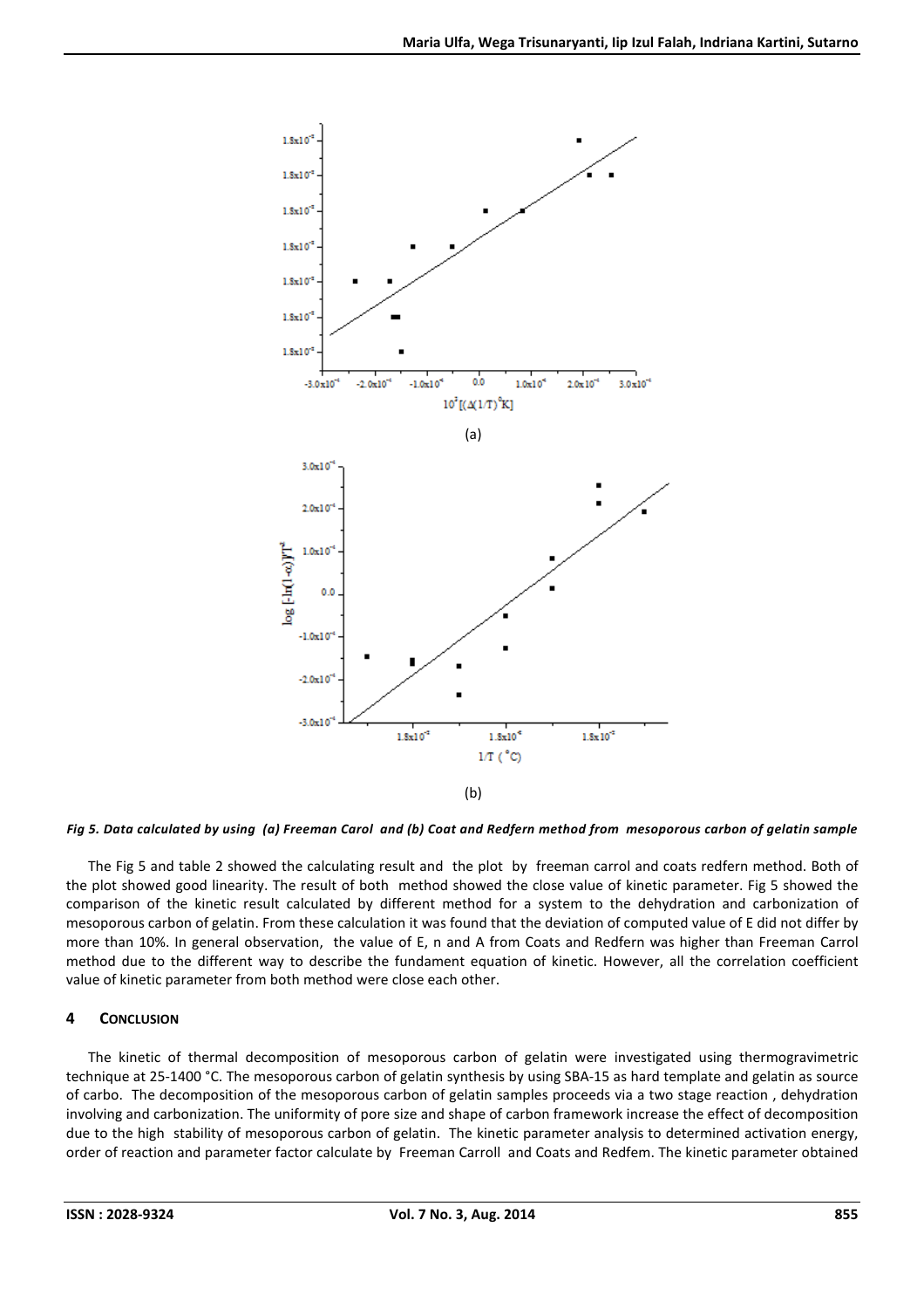(a)

(b)

***Fig 5. Data calculated by using (a) Freeman Carol and (b) Coat and Redfern method from mesoporous carbon of gelatin sample***

The Fig 5 and table 2 showed the calculating result and the plot by freeman carrol and coats redfern method. Both of the plot showed good linearity. The result of both method showed the close value of kinetic parameter. Fig 5 showed the comparison of the kinetic result calculated by different method for a system to the dehydration and carbonization of mesoporous carbon of gelatin. From these calculation it was found that the deviation of computed value of E did not differ by more than 10%. In general observation, the value of E, n and A from Coats and Redfern was higher than Freeman Carrol method due to the different way to describe the fundament equation of kinetic. However, all the correlation coefficient value of kinetic parameter from both method were close each other.

## 4 CONCLUSION

The kinetic of thermal decomposition of mesoporous carbon of gelatin were investigated using thermogravimetric technique at 25-1400 °C. The mesoporous carbon of gelatin synthesis by using SBA-15 as hard template and gelatin as source of carbo. The decomposition of the mesoporous carbon of gelatin samples proceeds via a two stage reaction , dehydration involving and carbonization. The uniformity of pore size and shape of carbon framework increase the effect of decomposition due to the high stability of mesoporous carbon of gelatin. The kinetic parameter analysis to determined activation energy, order of reaction and parameter factor calculate by Freeman Carroll and Coats and Redfem. The kinetic parameter obtained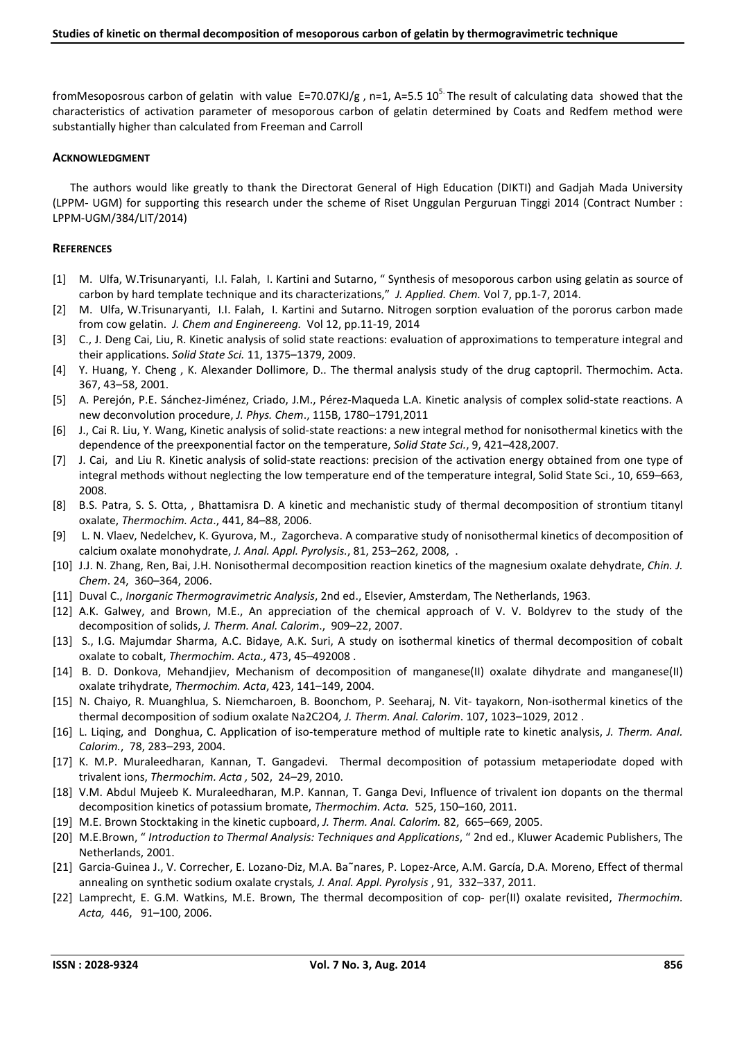fromMesoposrous carbon of gelatin with value E=70.07KJ/g , n=1, A=5.5 $10^{5.}$ The result of calculating data showed that the characteristics of activation parameter of mesoporous carbon of gelatin determined by Coats and Redfem method were substantially higher than calculated from Freeman and Carroll

## ACKNOWLEDGMENT

The authors would like greatly to thank the Directorat General of High Education (DIKTI) and Gadjah Mada University (LPPM- UGM) for supporting this research under the scheme of Riset Unggulan Perguruan Tinggi 2014 (Contract Number : LPPM-UGM/384/LIT/2014)

## REFERENCES

[1] M. Ulfa, W.Trisunaryanti, I.I. Falah, I. Kartini and Sutarno, " Synthesis of mesoporous carbon using gelatin as source of carbon by hard template technique and its characterizations," *J. Applied. Chem.* Vol 7, pp.1-7, 2014.

[2] M. Ulfa, W.Trisunaryanti, I.I. Falah, I. Kartini and Sutarno. Nitrogen sorption evaluation of the pororus carbon made from cow gelatin. *J. Chem and Enginereeng.* Vol 12, pp.11-19, 2014

[3] C., J. Deng Cai, Liu, R. Kinetic analysis of solid state reactions: evaluation of approximations to temperature integral and their applications. *Solid State Sci.* 11, 1375–1379, 2009.

[4] Y. Huang, Y. Cheng , K. Alexander Dollimore, D.. The thermal analysis study of the drug captopril. Thermochim. Acta. 367, 43–58, 2001.

[5] A. Perejón, P.E. Sánchez-Jiménez, Criado, J.M., Pérez-Maqueda L.A. Kinetic analysis of complex solid-state reactions. A new deconvolution procedure, *J. Phys. Chem*., 115B, 1780–1791,2011

[6] J., Cai R. Liu, Y. Wang, Kinetic analysis of solid-state reactions: a new integral method for nonisothermal kinetics with the dependence of the preexponential factor on the temperature, *Solid State Sci.*, 9, 421–428,2007.

[7] J. Cai, and Liu R. Kinetic analysis of solid-state reactions: precision of the activation energy obtained from one type of integral methods without neglecting the low temperature end of the temperature integral, Solid State Sci., 10, 659–663, 2008.

[8] B.S. Patra, S. S. Otta, , Bhattamisra D. A kinetic and mechanistic study of thermal decomposition of strontium titanyl oxalate, *Thermochim. Acta*., 441, 84–88, 2006.

[9] L. N. Vlaev, Nedelchev, K. Gyurova, M., Zagorcheva. A comparative study of nonisothermal kinetics of decomposition of calcium oxalate monohydrate, *J. Anal. Appl. Pyrolysis.*, 81, 253–262, 2008, .

[10] J.J. N. Zhang, Ren, Bai, J.H. Nonisothermal decomposition reaction kinetics of the magnesium oxalate dehydrate, *Chin. J. Chem*. 24, 360–364, 2006.

[11] Duval C., *Inorganic Thermogravimetric Analysis*, 2nd ed., Elsevier, Amsterdam, The Netherlands, 1963.

[12] A.K. Galwey, and Brown, M.E., An appreciation of the chemical approach of V. V. Boldyrev to the study of the decomposition of solids, *J. Therm. Anal. Calorim*., 909–22, 2007.

[13] S., I.G. Majumdar Sharma, A.C. Bidaye, A.K. Suri, A study on isothermal kinetics of thermal decomposition of cobalt oxalate to cobalt, *Thermochim. Acta.,* 473, 45–492008 .

[14] B. D. Donkova, Mehandjiev, Mechanism of decomposition of manganese(II) oxalate dihydrate and manganese(II) oxalate trihydrate, *Thermochim. Acta*, 423, 141–149, 2004.

[15] N. Chaiyo, R. Muanghlua, S. Niemcharoen, B. Boonchom, P. Seeharaj, N. Vit- tayakorn, Non-isothermal kinetics of the thermal decomposition of sodium oxalate Na2C2O4*, J. Therm. Anal. Calorim*. 107, 1023–1029, 2012 .

[16] L. Liqing, and Donghua, C. Application of iso-temperature method of multiple rate to kinetic analysis, *J. Therm. Anal. Calorim.*, 78, 283–293, 2004.

[17] K. M.P. Muraleedharan, Kannan, T. Gangadevi. Thermal decomposition of potassium metaperiodate doped with trivalent ions, *Thermochim. Acta ,* 502, 24–29, 2010.

[18] V.M. Abdul Mujeeb K. Muraleedharan, M.P. Kannan, T. Ganga Devi, Influence of trivalent ion dopants on the thermal decomposition kinetics of potassium bromate, *Thermochim. Acta.* 525, 150–160, 2011.

[19] M.E. Brown Stocktaking in the kinetic cupboard, *J. Therm. Anal. Calorim.* 82, 665–669, 2005.

[20] M.E.Brown, " *Introduction to Thermal Analysis: Techniques and Applications*, " 2nd ed., Kluwer Academic Publishers, The Netherlands, 2001.

[21] Garcia-Guinea J., V. Correcher, E. Lozano-Diz, M.A. Ba˜nares, P. Lopez-Arce, A.M. García, D.A. Moreno, Effect of thermal annealing on synthetic sodium oxalate crystals*, J. Anal. Appl. Pyrolysis* , 91, 332–337, 2011.

[22] Lamprecht, E. G.M. Watkins, M.E. Brown, The thermal decomposition of cop- per(II) oxalate revisited, *Thermochim. Acta,* 446, 91–100, 2006.